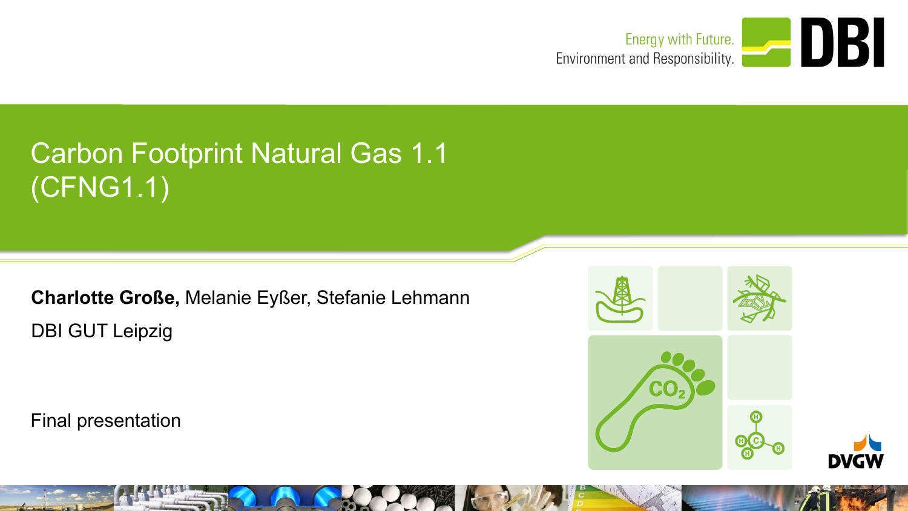Energy with Future.
Environment and Responsibility.

DBI

# Carbon Footprint Natural Gas 1.1 (CFNG1.1)

**Charlotte Große,** Melanie Eyßer, Stefanie Lehmann

DBI GUT Leipzig

Final presentation

DVGW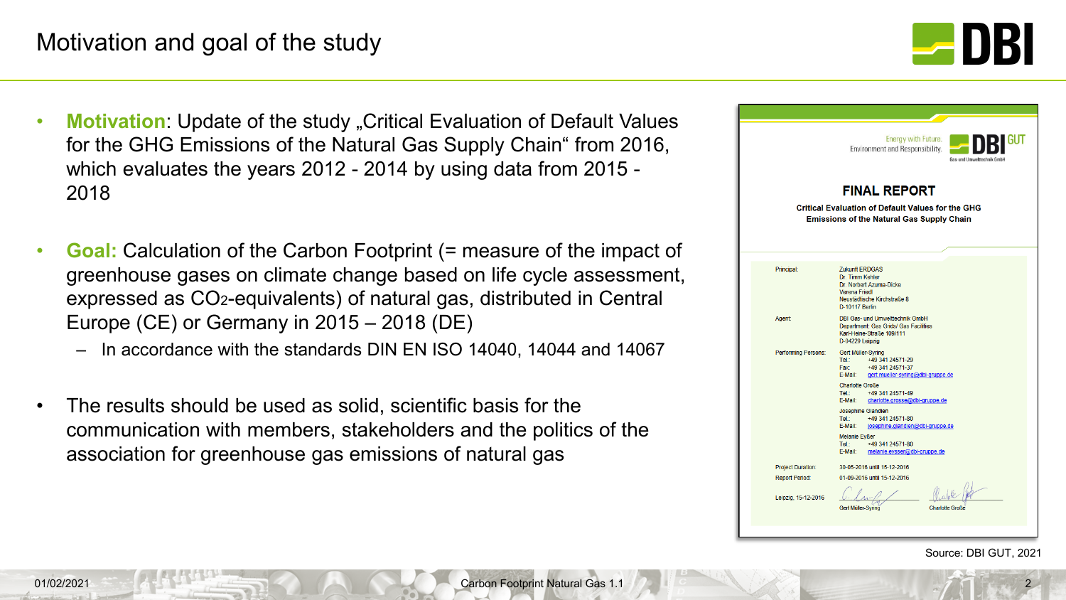# Motivation and goal of the study

- **Motivation**: Update of the study „Critical Evaluation of Default Values for the GHG Emissions of the Natural Gas Supply Chain“ from 2016, which evaluates the years 2012 - 2014 by using data from 2015 - 2018
- **Goal:** Calculation of the Carbon Footprint (= measure of the impact of greenhouse gases on climate change based on life cycle assessment, expressed as $CO_2$-equivalents) of natural gas, distributed in Central Europe (CE) or Germany in 2015 – 2018 (DE)
  - In accordance with the standards DIN EN ISO 14040, 14044 and 14067
- The results should be used as solid, scientific basis for the communication with members, stakeholders and the politics of the association for greenhouse gas emissions of natural gas

Energy with Future. Environment and Responsibility. DBI GUT

Gas und Umwelttechnik GmbH

**FINAL REPORT**

**Critical Evaluation of Default Values for the GHG Emissions of the Natural Gas Supply Chain**

| | |
|---|---|
| Principal: | Zukunft ERDGAS<br>Dr. Timm Kehler<br>Dr. Norbert Azuma-Dicke<br>Verena Friedl<br>Neustädtische Kirchstraße 8<br>D-10117 Berlin |
| Agent: | DBI Gas- und Umwelttechnik GmbH<br>Department: Gas Grids/ Gas Facilities<br>Karl-Heine-Straße 109/111<br>D-04229 Leipzig |
| Performing Persons: | Gert Müller-Syring<br>Tel.: +49 341 24571-29<br>Fax: +49 341 24571-37<br>E-Mail: gert.mueller-syring@dbi-gruppe.de<br><br>Charlotte Große<br>Tel.: +49 341 24571-49<br>E-Mail: charlotte.grosse@dbi-gruppe.de<br><br>Josephine Glandien<br>Tel.: +49 341 24571-80<br>E-Mail: josephine.glandien@dbi-gruppe.de<br><br>Melanie Eyßer<br>Tel.: +49 341 24571-80<br>E-Mail: melanie.eysser@dbi-gruppe.de |
| Project Duration: | 30-05-2016 until 15-12-2016 |
| Report Period: | 01-09-2016 until 15-12-2016 |
| Leipzig, 15-12-2016 | Gert Müller-Syring &nbsp;&nbsp;&nbsp; Charlotte Große |

Source: DBI GUT, 2021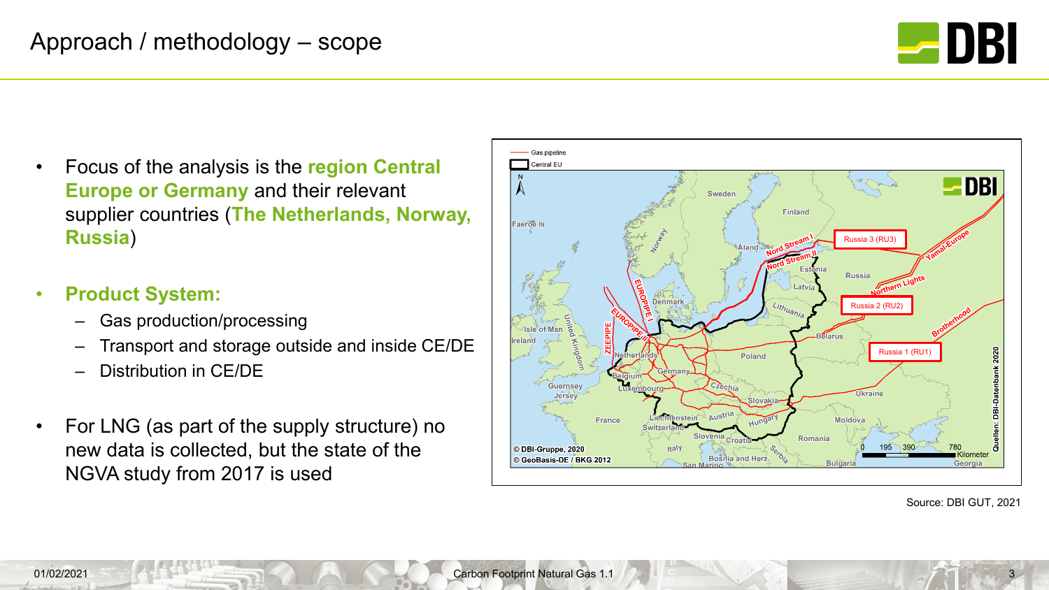# Approach / methodology – scope

- Focus of the analysis is the **region Central Europe or Germany** and their relevant supplier countries (**The Netherlands, Norway, Russia**)
- **Product System:**
  - Gas production/processing
  - Transport and storage outside and inside CE/DE
  - Distribution in CE/DE
- For LNG (as part of the supply structure) no new data is collected, but the state of the NGVA study from 2017 is used

Source: DBI GUT, 2021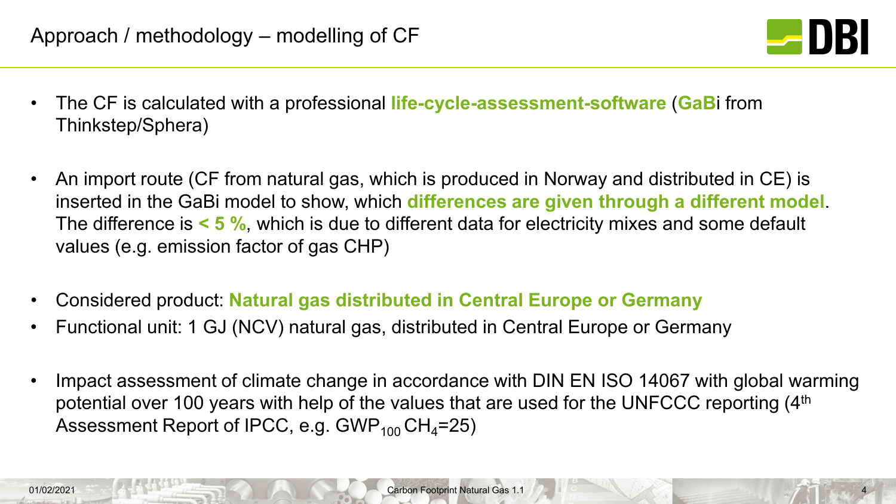# Approach / methodology – modelling of CF

- The CF is calculated with a professional **life-cycle-assessment-software** (**GaB**i from Thinkstep/Sphera)

- An import route (CF from natural gas, which is produced in Norway and distributed in CE) is inserted in the GaBi model to show, which **differences are given through a different model**. The difference is **< 5 %**, which is due to different data for electricity mixes and some default values (e.g. emission factor of gas CHP)

- Considered product: **Natural gas distributed in Central Europe or Germany**
- Functional unit: 1 GJ (NCV) natural gas, distributed in Central Europe or Germany

- Impact assessment of climate change in accordance with DIN EN ISO 14067 with global warming potential over 100 years with help of the values that are used for the UNFCCC reporting (4th Assessment Report of IPCC, e.g. $GWP_{100}$ $CH_4$=25)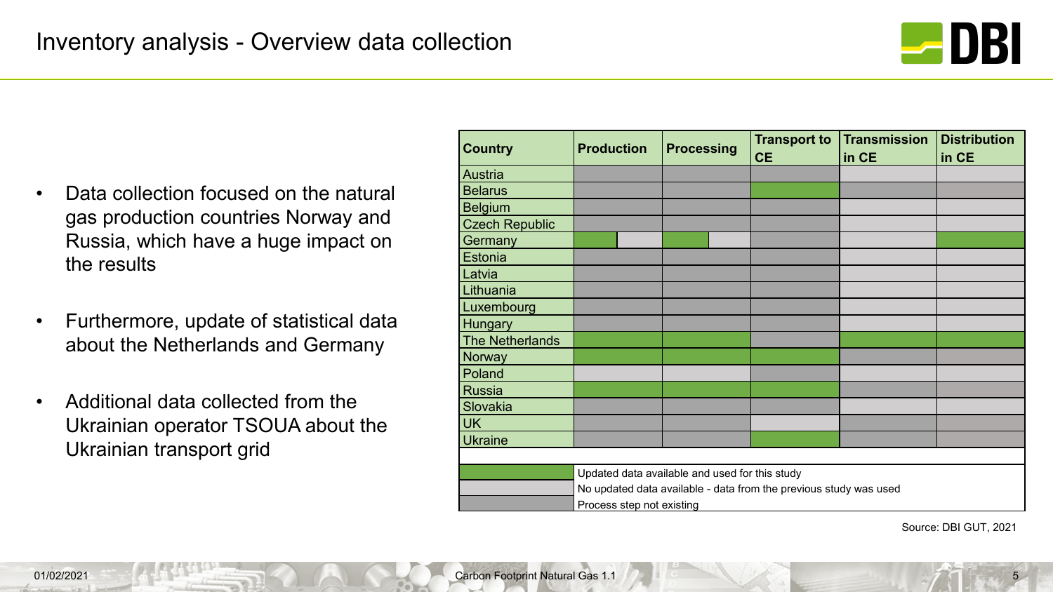# Inventory analysis - Overview data collection

- Data collection focused on the natural gas production countries Norway and Russia, which have a huge impact on the results
- Furthermore, update of statistical data about the Netherlands and Germany
- Additional data collected from the Ukrainian operator TSOUA about the Ukrainian transport grid

| Country | Production | Processing | Transport to CE | Transmission in CE | Distribution in CE |
|---|---|---|---|---|---|
| Austria | Process step not existing | Process step not existing | Process step not existing | No updated data | No updated data |
| Belarus | Process step not existing | Process step not existing | Updated data | Process step not existing | Process step not existing |
| Belgium | Process step not existing | Process step not existing | Process step not existing | No updated data | No updated data |
| Czech Republic | Process step not existing | Process step not existing | Process step not existing | No updated data | No updated data |
| Germany | Updated data / No updated data | Updated data / No updated data | Process step not existing | No updated data | Updated data |
| Estonia | Process step not existing | Process step not existing | Process step not existing | No updated data | No updated data |
| Latvia | Process step not existing | Process step not existing | Process step not existing | No updated data | No updated data |
| Lithuania | Process step not existing | Process step not existing | Process step not existing | No updated data | No updated data |
| Luxembourg | Process step not existing | Process step not existing | Process step not existing | No updated data | No updated data |
| Hungary | Process step not existing | Process step not existing | Process step not existing | No updated data | No updated data |
| The Netherlands | Updated data | Updated data | Process step not existing | Updated data | Updated data |
| Norway | Updated data | Updated data | Updated data | Process step not existing | Process step not existing |
| Poland | No updated data | No updated data | Process step not existing | No updated data | No updated data |
| Russia | Updated data | Updated data | Updated data | Process step not existing | Process step not existing |
| Slovakia | Process step not existing | Process step not existing | Process step not existing | No updated data | No updated data |
| UK | Process step not existing | Process step not existing | No updated data | Process step not existing | Process step not existing |
| Ukraine | Process step not existing | Process step not existing | Updated data | Process step not existing | Process step not existing |

Legend:
- Updated data (green): Updated data available and used for this study
- No updated data (light grey): No updated data available - data from the previous study was used
- Process step not existing (dark grey): Process step not existing

Source: DBI GUT, 2021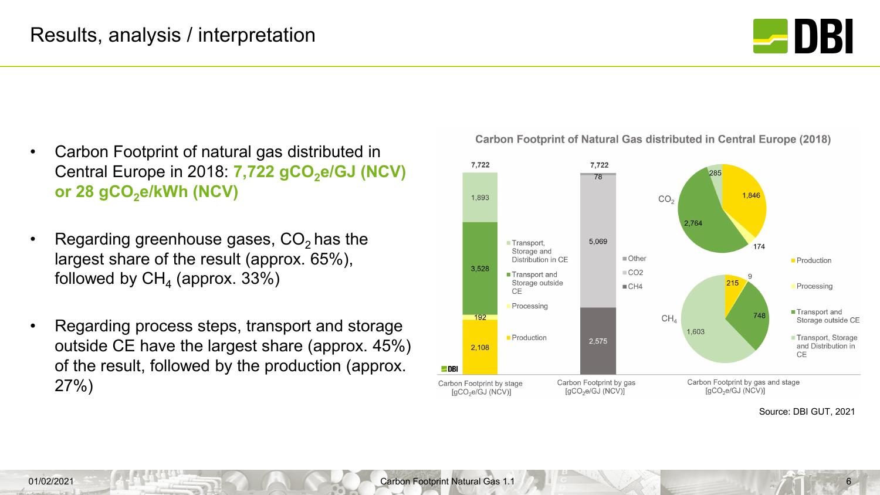# Results, analysis / interpretation

- Carbon Footprint of natural gas distributed in Central Europe in 2018: **7,722 $gCO_2e/GJ$ (NCV) or 28 $gCO_2e/kWh$ (NCV)**
- Regarding greenhouse gases, $CO_2$ has the largest share of the result (approx. 65%), followed by $CH_4$ (approx. 33%)
- Regarding process steps, transport and storage outside CE have the largest share (approx. 45%) of the result, followed by the production (approx. 27%)

**Carbon Footprint of Natural Gas distributed in Central Europe (2018)**

Carbon Footprint by stage [$gCO_2e/GJ$ (NCV)] — total 7,722

| Stage | Value |
|---|---|
| Transport, Storage and Distribution in CE | 1,893 |
| Transport and Storage outside CE | 3,528 |
| Processing | 192 |
| Production | 2,108 |

Carbon Footprint by gas [$gCO_2e/GJ$ (NCV)] — total 7,722

| Gas | Value |
|---|---|
| Other | 78 |
| $CO_2$ | 5,069 |
| $CH_4$ | 2,575 |

Carbon Footprint by gas and stage [$gCO_2e/GJ$ (NCV)]

| Stage | $CO_2$ | $CH_4$ |
|---|---|---|
| Production | 1,846 | 215 |
| Processing | 174 | 9 |
| Transport and Storage outside CE | 2,764 | 748 |
| Transport, Storage and Distribution in CE | 285 | 1,603 |

Source: DBI GUT, 2021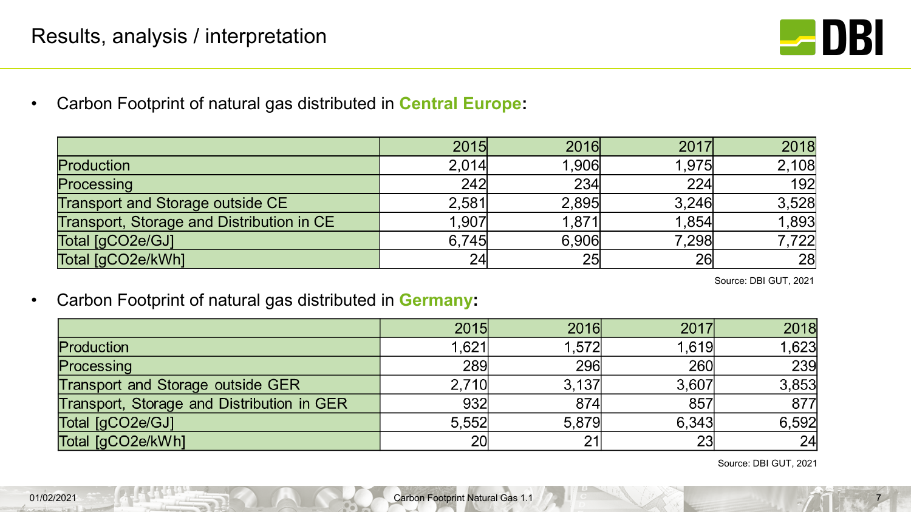# Results, analysis / interpretation

- Carbon Footprint of natural gas distributed in **Central Europe:**

| | 2015 | 2016 | 2017 | 2018 |
|---|---|---|---|---|
| Production | 2,014 | 1,906 | 1,975 | 2,108 |
| Processing | 242 | 234 | 224 | 192 |
| Transport and Storage outside CE | 2,581 | 2,895 | 3,246 | 3,528 |
| Transport, Storage and Distribution in CE | 1,907 | 1,871 | 1,854 | 1,893 |
| Total [gCO2e/GJ] | 6,745 | 6,906 | 7,298 | 7,722 |
| Total [gCO2e/kWh] | 24 | 25 | 26 | 28 |

Source: DBI GUT, 2021

- Carbon Footprint of natural gas distributed in **Germany:**

| | 2015 | 2016 | 2017 | 2018 |
|---|---|---|---|---|
| Production | 1,621 | 1,572 | 1,619 | 1,623 |
| Processing | 289 | 296 | 260 | 239 |
| Transport and Storage outside GER | 2,710 | 3,137 | 3,607 | 3,853 |
| Transport, Storage and Distribution in GER | 932 | 874 | 857 | 877 |
| Total [gCO2e/GJ] | 5,552 | 5,879 | 6,343 | 6,592 |
| Total [gCO2e/kWh] | 20 | 21 | 23 | 24 |

Source: DBI GUT, 2021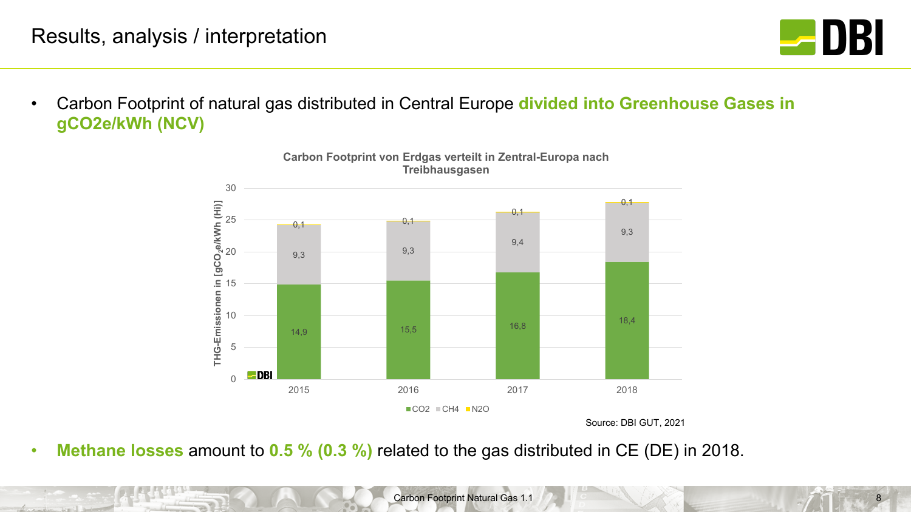# Results, analysis / interpretation

- Carbon Footprint of natural gas distributed in Central Europe **divided into Greenhouse Gases in gCO2e/kWh (NCV)**

**Carbon Footprint von Erdgas verteilt in Zentral-Europa nach Treibhausgasen**

THG-Emissionen in [gCO$_2$e/kWh (Hi)]

| Year | CO2 | CH4 | N2O |
|---|---|---|---|
| 2015 | 14,9 | 9,3 | 0,1 |
| 2016 | 15,5 | 9,3 | 0,1 |
| 2017 | 16,8 | 9,4 | 0,1 |
| 2018 | 18,4 | 9,3 | 0,1 |

Source: DBI GUT, 2021

- **Methane losses** amount to **0.5 % (0.3 %)** related to the gas distributed in CE (DE) in 2018.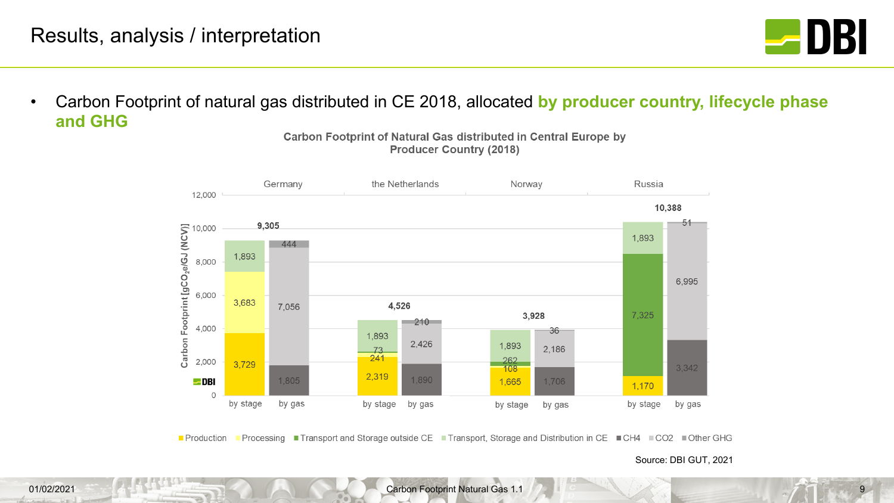# Results, analysis / interpretation

- Carbon Footprint of natural gas distributed in CE 2018, allocated **by producer country, lifecycle phase and GHG**

**Carbon Footprint of Natural Gas distributed in Central Europe by Producer Country (2018)**

Carbon Footprint [$gCO_2e/GJ$ (NCV)]

| Country | Breakdown | Production | Processing | Transport and Storage outside CE | Transport, Storage and Distribution in CE | CH4 | CO2 | Other GHG | Total |
|---|---|---|---|---|---|---|---|---|---|
| Germany | by stage | 3,729 | 3,683 | | 1,893 | | | | 9,305 |
| Germany | by gas | | | | | 1,805 | 7,056 | 444 | 9,305 |
| the Netherlands | by stage | 2,319 | 241 | 73 | 1,893 | | | | 4,526 |
| the Netherlands | by gas | | | | | 1,890 | 2,426 | 210 | 4,526 |
| Norway | by stage | 1,665 | 108 | 262 | 1,893 | | | | 3,928 |
| Norway | by gas | | | | | 1,706 | 2,186 | 36 | 3,928 |
| Russia | by stage | 1,170 | | 7,325 | 1,893 | | | | 10,388 |
| Russia | by gas | | | | | 3,342 | 6,995 | 51 | 10,388 |

Source: DBI GUT, 2021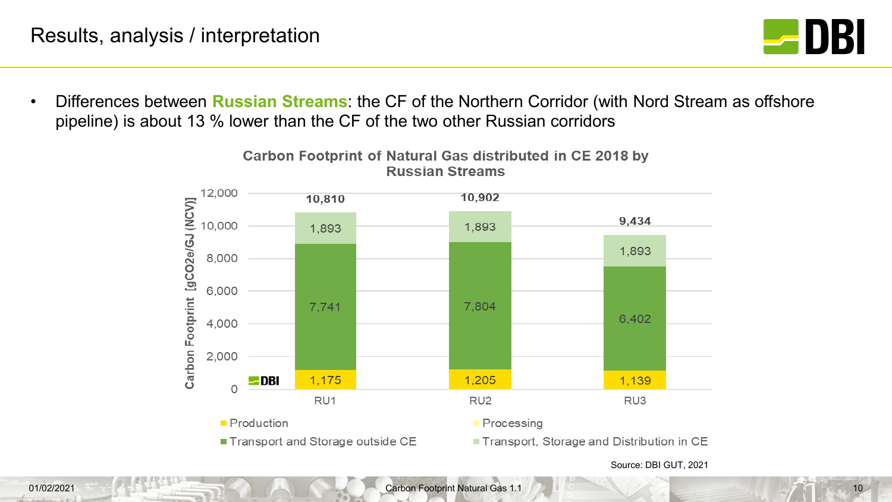# Results, analysis / interpretation

- Differences between **Russian Streams**: the CF of the Northern Corridor (with Nord Stream as offshore pipeline) is about 13 % lower than the CF of the two other Russian corridors

**Carbon Footprint of Natural Gas distributed in CE 2018 by Russian Streams**

Carbon Footprint [gCO2e/GJ (NCV)]

| | RU1 | RU2 | RU3 |
|---|---|---|---|
| Production | 1,175 | 1,205 | 1,139 |
| Processing | | | |
| Transport and Storage outside CE | 7,741 | 7,804 | 6,402 |
| Transport, Storage and Distribution in CE | 1,893 | 1,893 | 1,893 |
| **Total** | **10,810** | **10,902** | **9,434** |

Source: DBI GUT, 2021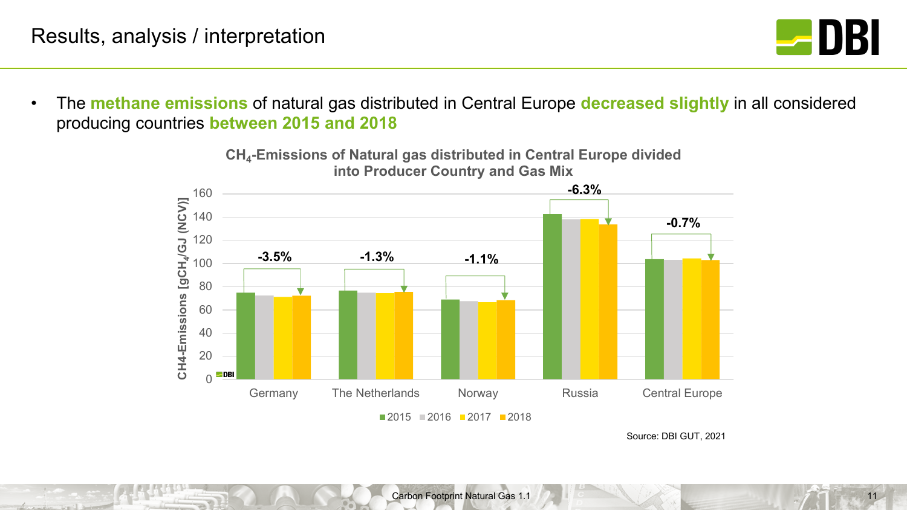# Results, analysis / interpretation

- The **methane emissions** of natural gas distributed in Central Europe **decreased slightly** in all considered producing countries **between 2015 and 2018**

**$CH_4$-Emissions of Natural gas distributed in Central Europe divided into Producer Country and Gas Mix**

CH4-Emissions [gCH4/GJ (NCV)]

| | Change 2015–2018 |
|---|---|
| Germany | -3.5% |
| The Netherlands | -1.3% |
| Norway | -1.1% |
| Russia | -6.3% |
| Central Europe | -0.7% |

Legend: 2015, 2016, 2017, 2018

Source: DBI GUT, 2021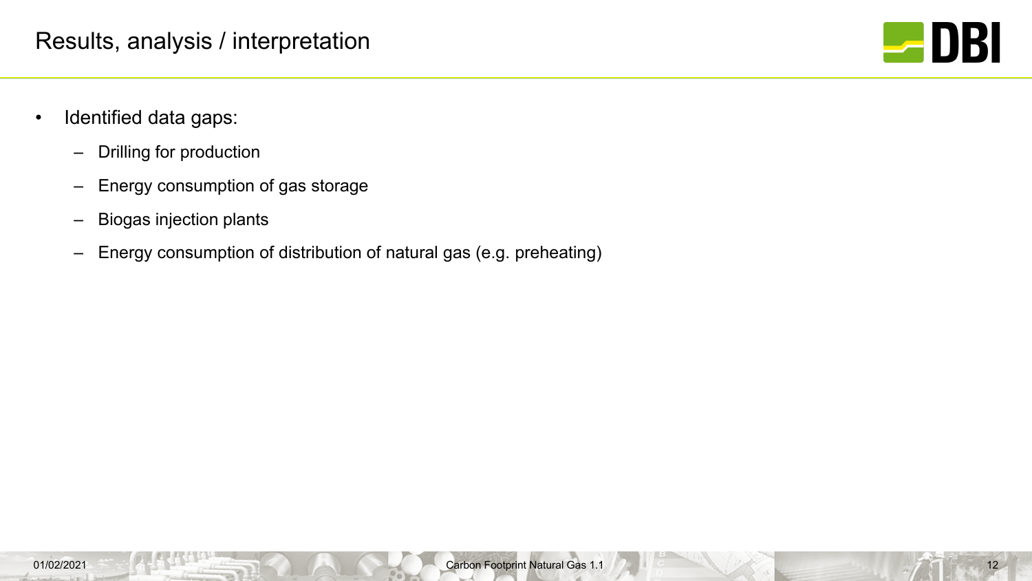# Results, analysis / interpretation

- Identified data gaps:
  - Drilling for production
  - Energy consumption of gas storage
  - Biogas injection plants
  - Energy consumption of distribution of natural gas (e.g. preheating)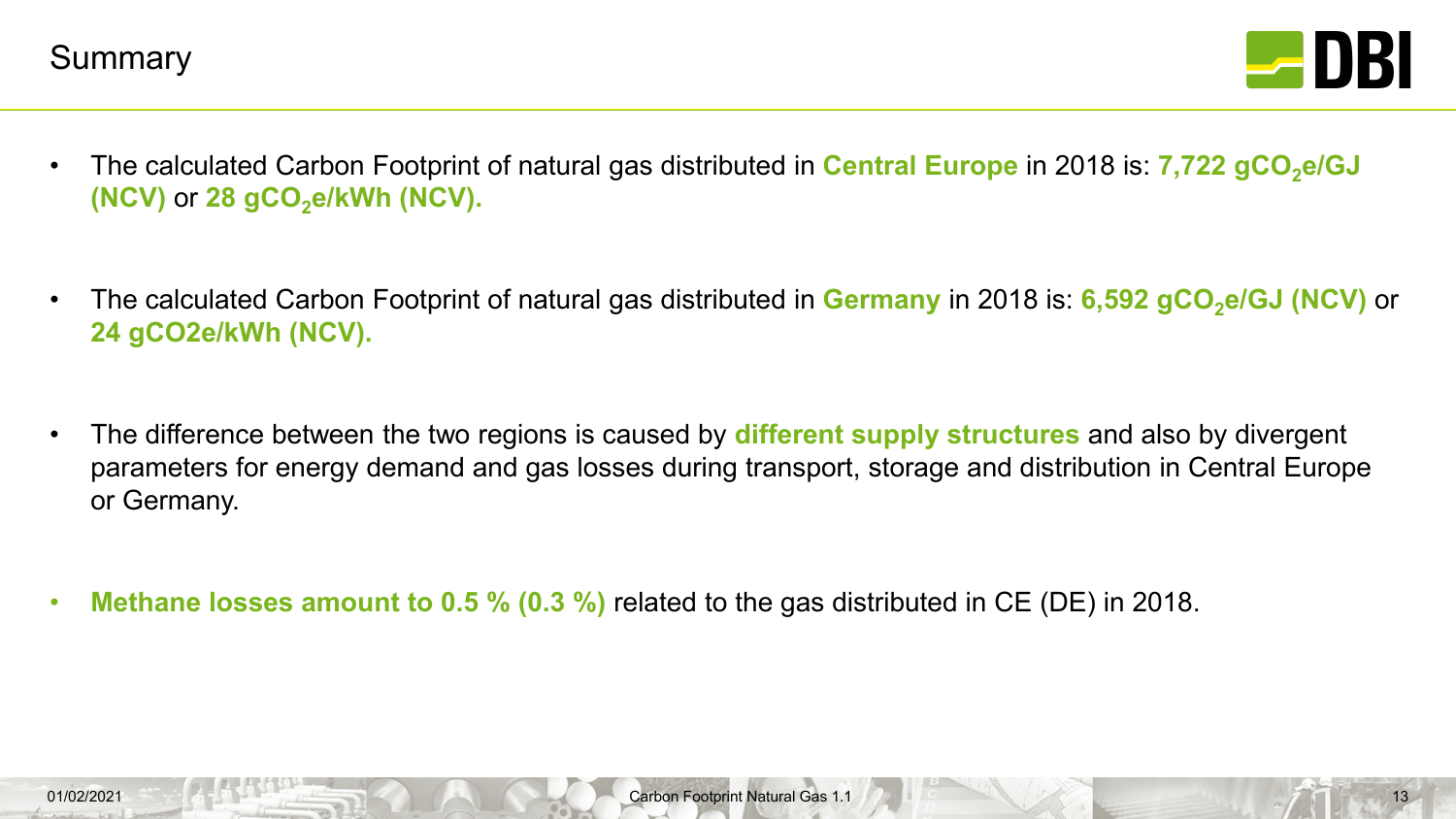# Summary

- The calculated Carbon Footprint of natural gas distributed in **Central Europe** in 2018 is: **7,722 $gCO_2e/GJ$ (NCV)** or **28 $gCO_2e/kWh$ (NCV).**

- The calculated Carbon Footprint of natural gas distributed in **Germany** in 2018 is: **6,592 $gCO_2e/GJ$ (NCV)** or **24 gCO2e/kWh (NCV).**

- The difference between the two regions is caused by **different supply structures** and also by divergent parameters for energy demand and gas losses during transport, storage and distribution in Central Europe or Germany.

- **Methane losses amount to 0.5 % (0.3 %)** related to the gas distributed in CE (DE) in 2018.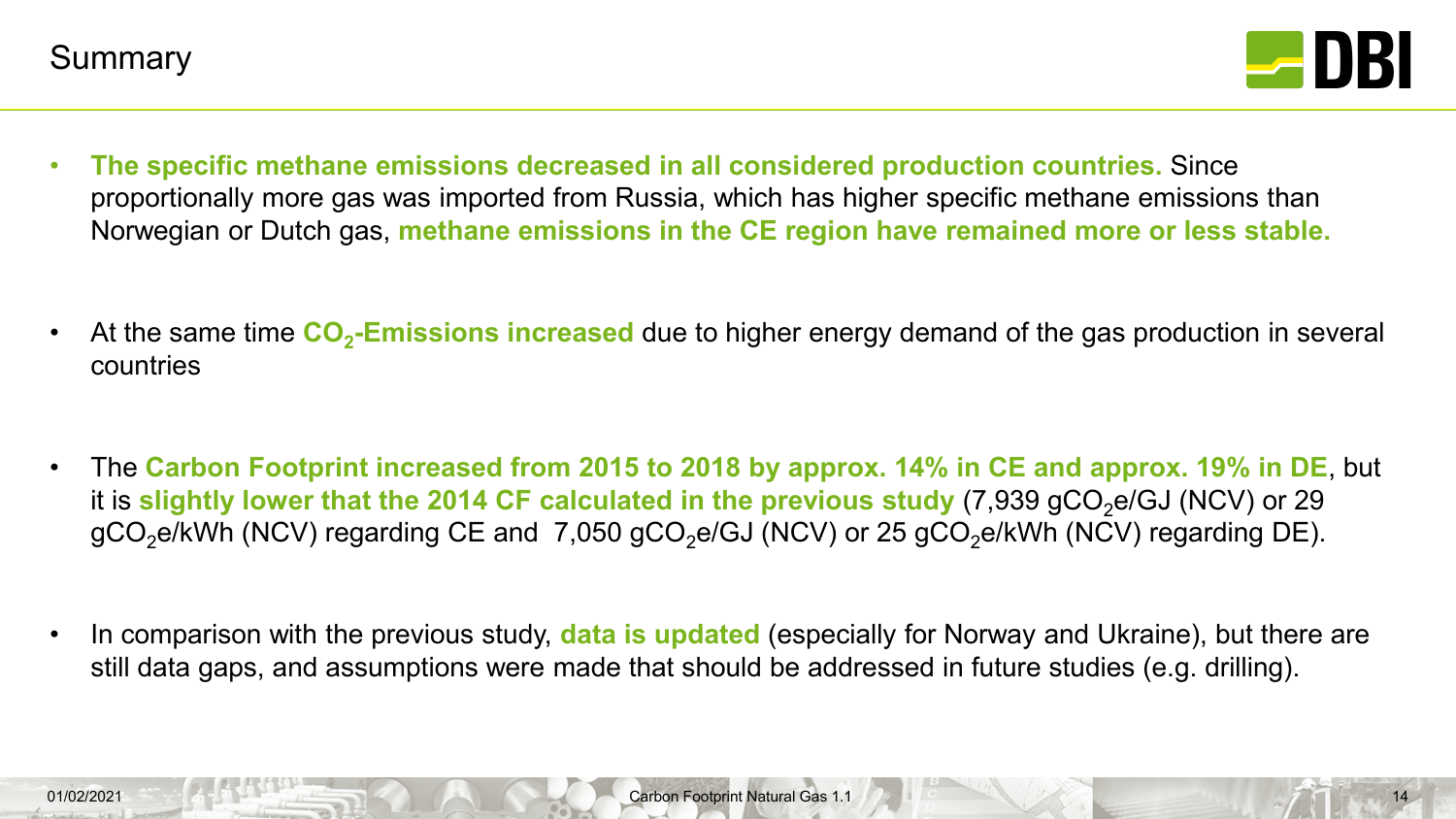# Summary

- **The specific methane emissions decreased in all considered production countries.** Since proportionally more gas was imported from Russia, which has higher specific methane emissions than Norwegian or Dutch gas, **methane emissions in the CE region have remained more or less stable.**

- At the same time **$CO_2$-Emissions increased** due to higher energy demand of the gas production in several countries

- The **Carbon Footprint increased from 2015 to 2018 by approx. 14% in CE and approx. 19% in DE**, but it is **slightly lower that the 2014 CF calculated in the previous study** (7,939 $gCO_2e$/GJ (NCV) or 29 $gCO_2e$/kWh (NCV) regarding CE and 7,050 $gCO_2e$/GJ (NCV) or 25 $gCO_2e$/kWh (NCV) regarding DE).

- In comparison with the previous study, **data is updated** (especially for Norway and Ukraine), but there are still data gaps, and assumptions were made that should be addressed in future studies (e.g. drilling).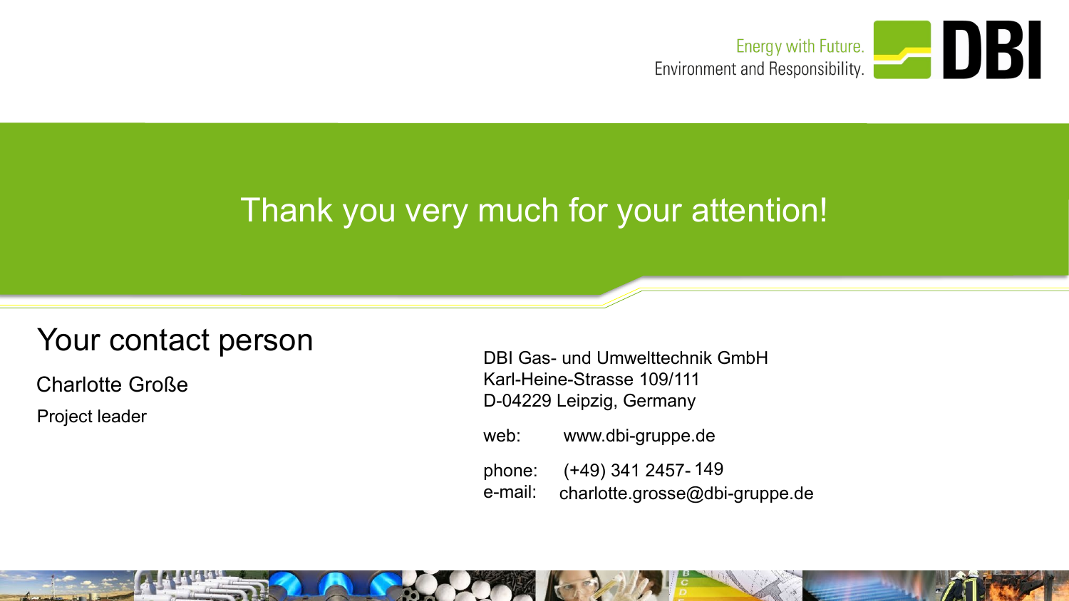Energy with Future.
Environment and Responsibility.

# Thank you very much for your attention!

## Your contact person

Charlotte Große

Project leader

DBI Gas- und Umwelttechnik GmbH
Karl-Heine-Strasse 109/111
D-04229 Leipzig, Germany

web: www.dbi-gruppe.de

phone: (+49) 341 2457- 149
e-mail: charlotte.grosse@dbi-gruppe.de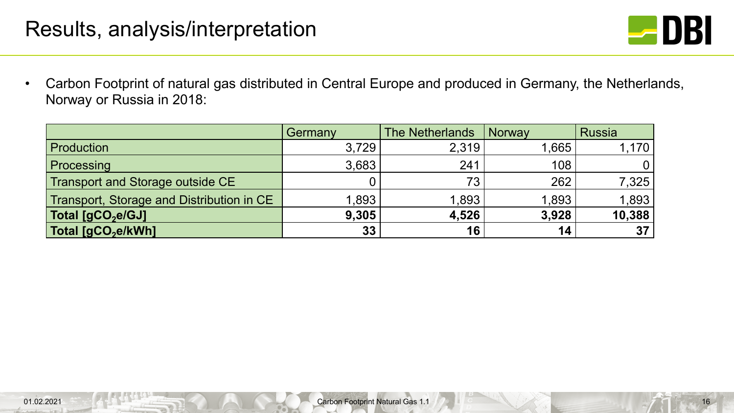# Results, analysis/interpretation

- Carbon Footprint of natural gas distributed in Central Europe and produced in Germany, the Netherlands, Norway or Russia in 2018:

| | Germany | The Netherlands | Norway | Russia |
|---|---|---|---|---|
| Production | 3,729 | 2,319 | 1,665 | 1,170 |
| Processing | 3,683 | 241 | 108 | 0 |
| Transport and Storage outside CE | 0 | 73 | 262 | 7,325 |
| Transport, Storage and Distribution in CE | 1,893 | 1,893 | 1,893 | 1,893 |
| **Total [g$CO_2$e/GJ]** | **9,305** | **4,526** | **3,928** | **10,388** |
| **Total [g$CO_2$e/kWh]** | **33** | **16** | **14** | **37** |